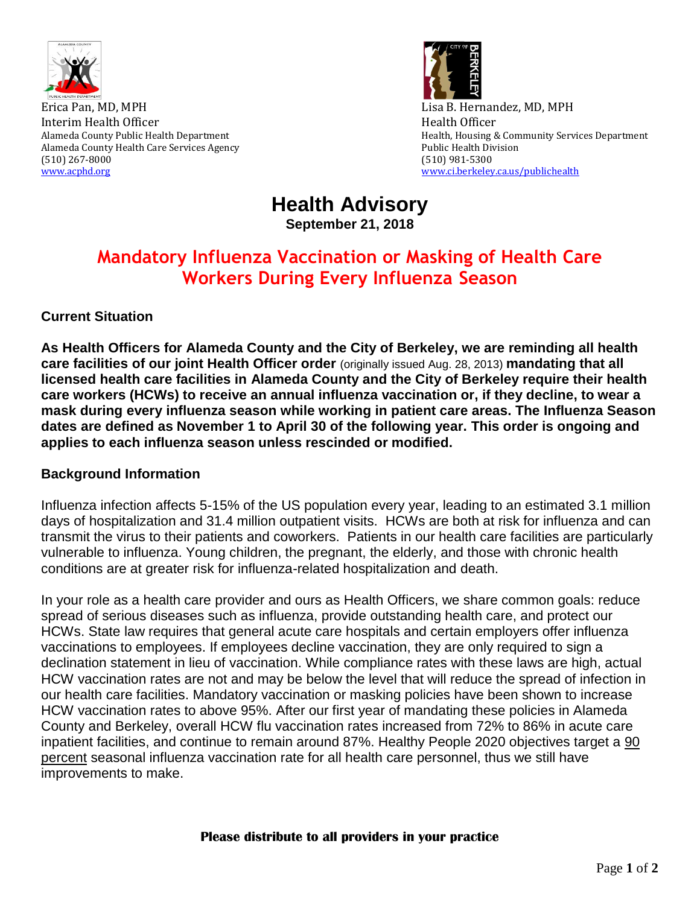Erica Pan, MD, MPH
Interim Health Officer
Alameda County Public Health Department
Alameda County Health Care Services Agency
(510) 267-8000
www.acphd.org

Lisa B. Hernandez, MD, MPH
Health Officer
Health, Housing & Community Services Department
Public Health Division
(510) 981-5300
www.ci.berkeley.ca.us/publichealth

# Health Advisory

**September 21, 2018**

## Mandatory Influenza Vaccination or Masking of Health Care Workers During Every Influenza Season

### Current Situation

**As Health Officers for Alameda County and the City of Berkeley, we are reminding all health care facilities of our joint Health Officer order** (originally issued Aug. 28, 2013) **mandating that all licensed health care facilities in Alameda County and the City of Berkeley require their health care workers (HCWs) to receive an annual influenza vaccination or, if they decline, to wear a mask during every influenza season while working in patient care areas. The Influenza Season dates are defined as November 1 to April 30 of the following year. This order is ongoing and applies to each influenza season unless rescinded or modified.**

### Background Information

Influenza infection affects 5-15% of the US population every year, leading to an estimated 3.1 million days of hospitalization and 31.4 million outpatient visits. HCWs are both at risk for influenza and can transmit the virus to their patients and coworkers. Patients in our health care facilities are particularly vulnerable to influenza. Young children, the pregnant, the elderly, and those with chronic health conditions are at greater risk for influenza-related hospitalization and death.

In your role as a health care provider and ours as Health Officers, we share common goals: reduce spread of serious diseases such as influenza, provide outstanding health care, and protect our HCWs. State law requires that general acute care hospitals and certain employers offer influenza vaccinations to employees. If employees decline vaccination, they are only required to sign a declination statement in lieu of vaccination. While compliance rates with these laws are high, actual HCW vaccination rates are not and may be below the level that will reduce the spread of infection in our health care facilities. Mandatory vaccination or masking policies have been shown to increase HCW vaccination rates to above 95%. After our first year of mandating these policies in Alameda County and Berkeley, overall HCW flu vaccination rates increased from 72% to 86% in acute care inpatient facilities, and continue to remain around 87%. Healthy People 2020 objectives target a 90 percent seasonal influenza vaccination rate for all health care personnel, thus we still have improvements to make.

**Please distribute to all providers in your practice**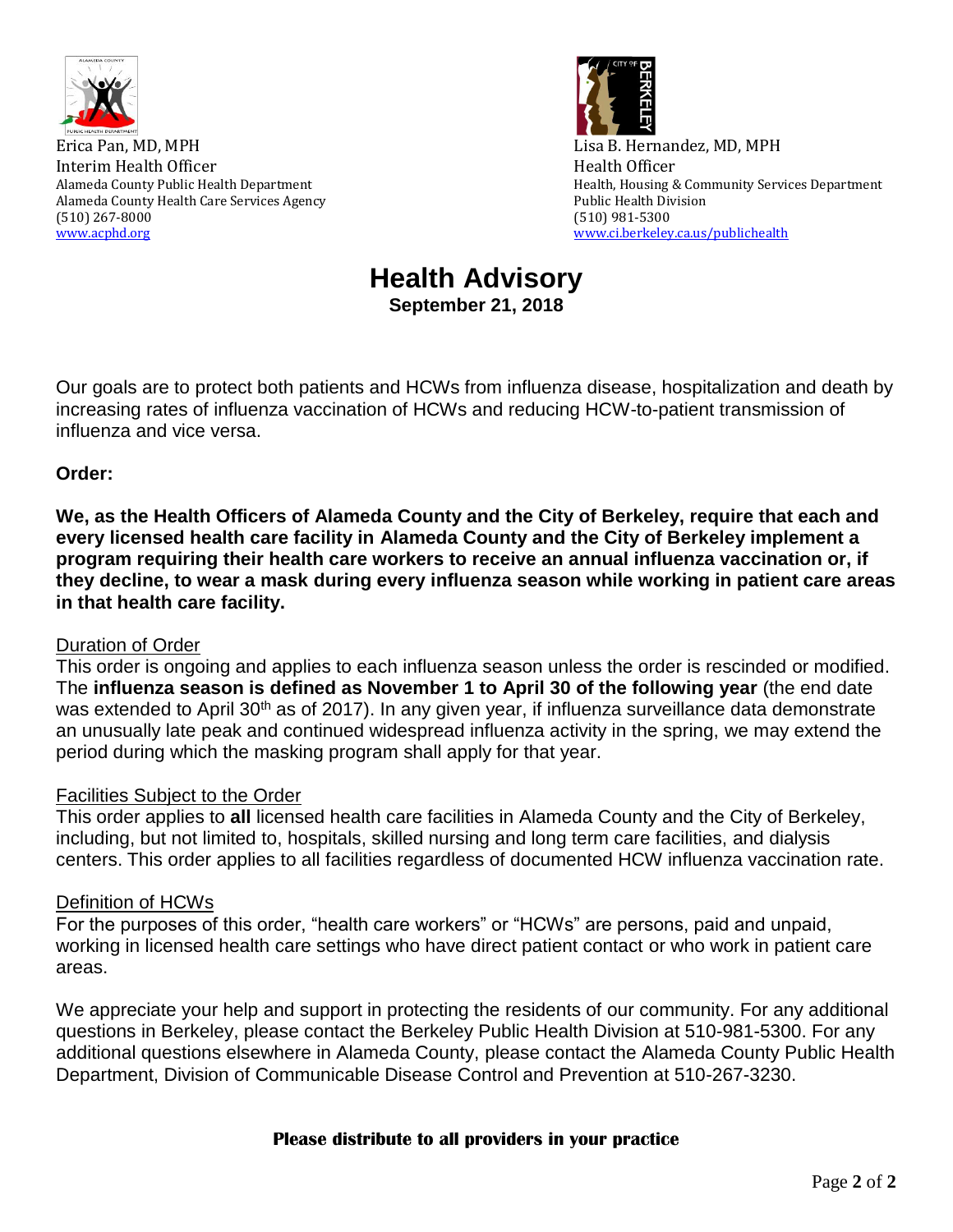Erica Pan, MD, MPH
Interim Health Officer
Alameda County Public Health Department
Alameda County Health Care Services Agency
(510) 267-8000
www.acphd.org

Lisa B. Hernandez, MD, MPH
Health Officer
Health, Housing & Community Services Department
Public Health Division
(510) 981-5300
www.ci.berkeley.ca.us/publichealth

# Health Advisory

**September 21, 2018**

Our goals are to protect both patients and HCWs from influenza disease, hospitalization and death by increasing rates of influenza vaccination of HCWs and reducing HCW-to-patient transmission of influenza and vice versa.

**Order:**

**We, as the Health Officers of Alameda County and the City of Berkeley, require that each and every licensed health care facility in Alameda County and the City of Berkeley implement a program requiring their health care workers to receive an annual influenza vaccination or, if they decline, to wear a mask during every influenza season while working in patient care areas in that health care facility.**

<u>Duration of Order</u>

This order is ongoing and applies to each influenza season unless the order is rescinded or modified. The **influenza season is defined as November 1 to April 30 of the following year** (the end date was extended to April 30th as of 2017). In any given year, if influenza surveillance data demonstrate an unusually late peak and continued widespread influenza activity in the spring, we may extend the period during which the masking program shall apply for that year.

<u>Facilities Subject to the Order</u>

This order applies to **all** licensed health care facilities in Alameda County and the City of Berkeley, including, but not limited to, hospitals, skilled nursing and long term care facilities, and dialysis centers. This order applies to all facilities regardless of documented HCW influenza vaccination rate.

<u>Definition of HCWs</u>

For the purposes of this order, "health care workers" or "HCWs" are persons, paid and unpaid, working in licensed health care settings who have direct patient contact or who work in patient care areas.

We appreciate your help and support in protecting the residents of our community. For any additional questions in Berkeley, please contact the Berkeley Public Health Division at 510-981-5300. For any additional questions elsewhere in Alameda County, please contact the Alameda County Public Health Department, Division of Communicable Disease Control and Prevention at 510-267-3230.

**Please distribute to all providers in your practice**